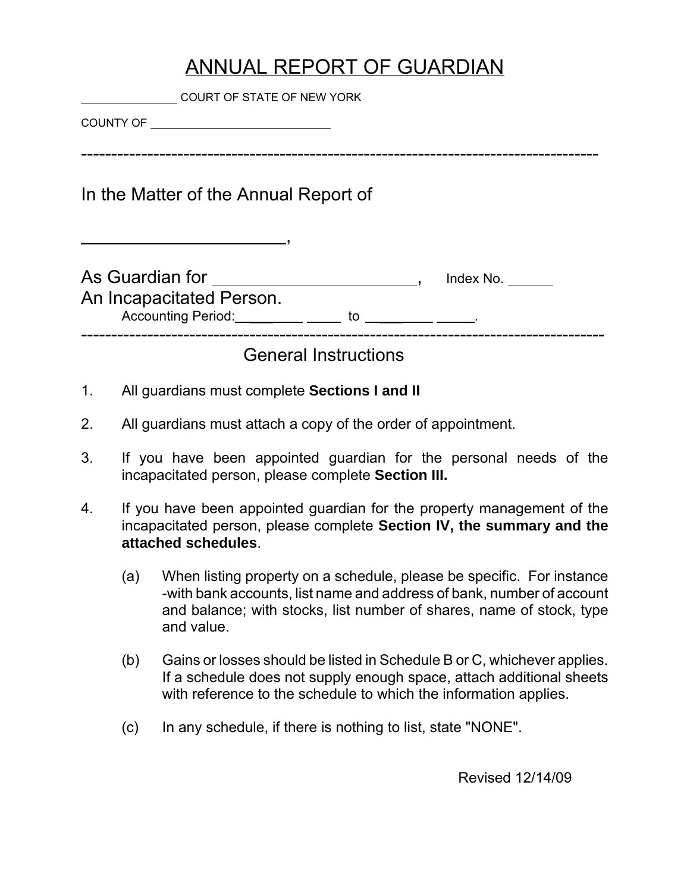# ANNUAL REPORT OF GUARDIAN

______________ COURT OF STATE OF NEW YORK

COUNTY OF ____________________________

-------------------------------------------------------------------------------------

In the Matter of the Annual Report of

________________________,

As Guardian for ________________________, Index No. ______
An Incapacitated Person.
Accounting Period: ________ _____ to ________ _____.

-------------------------------------------------------------------------------------

## General Instructions

1. All guardians must complete **Sections I and II**

2. All guardians must attach a copy of the order of appointment.

3. If you have been appointed guardian for the personal needs of the incapacitated person, please complete **Section III.**

4. If you have been appointed guardian for the property management of the incapacitated person, please complete **Section IV, the summary and the attached schedules**.

   (a) When listing property on a schedule, please be specific. For instance -with bank accounts, list name and address of bank, number of account and balance; with stocks, list number of shares, name of stock, type and value.

   (b) Gains or losses should be listed in Schedule B or C, whichever applies. If a schedule does not supply enough space, attach additional sheets with reference to the schedule to which the information applies.

   (c) In any schedule, if there is nothing to list, state "NONE".

Revised 12/14/09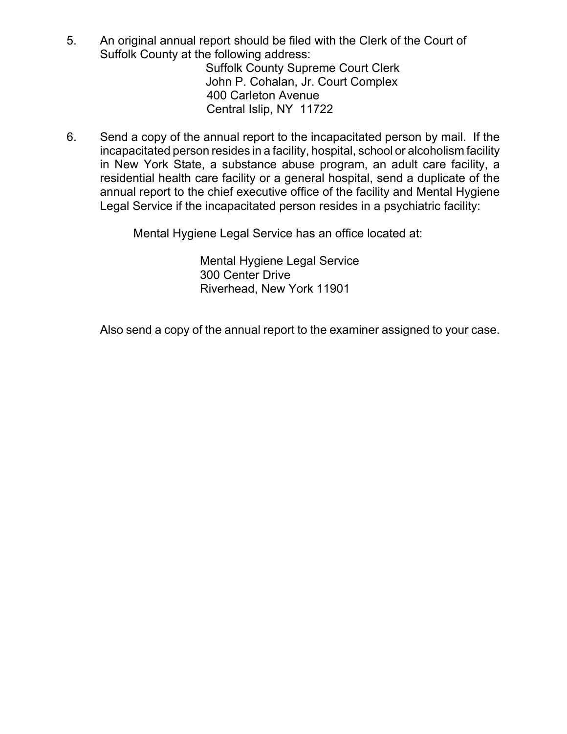5. An original annual report should be filed with the Clerk of the Court of Suffolk County at the following address:

   Suffolk County Supreme Court Clerk
   John P. Cohalan, Jr. Court Complex
   400 Carleton Avenue
   Central Islip, NY 11722

6. Send a copy of the annual report to the incapacitated person by mail. If the incapacitated person resides in a facility, hospital, school or alcoholism facility in New York State, a substance abuse program, an adult care facility, a residential health care facility or a general hospital, send a duplicate of the annual report to the chief executive office of the facility and Mental Hygiene Legal Service if the incapacitated person resides in a psychiatric facility:

   Mental Hygiene Legal Service has an office located at:

   Mental Hygiene Legal Service
   300 Center Drive
   Riverhead, New York 11901

   Also send a copy of the annual report to the examiner assigned to your case.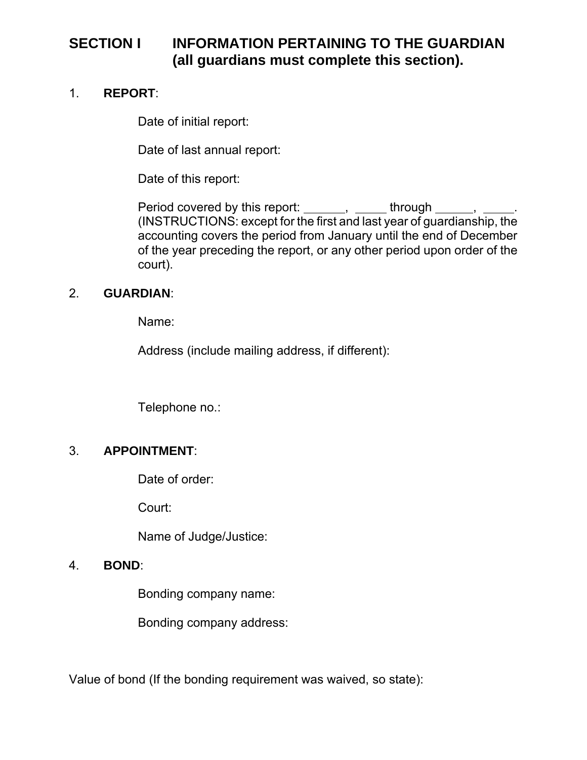## SECTION I INFORMATION PERTAINING TO THE GUARDIAN (all guardians must complete this section).

1. **REPORT**:

   Date of initial report:

   Date of last annual report:

   Date of this report:

   Period covered by this report: ______, _____ through ______, _____. (INSTRUCTIONS: except for the first and last year of guardianship, the accounting covers the period from January until the end of December of the year preceding the report, or any other period upon order of the court).

2. **GUARDIAN**:

   Name:

   Address (include mailing address, if different):

   Telephone no.:

3. **APPOINTMENT**:

   Date of order:

   Court:

   Name of Judge/Justice:

4. **BOND**:

   Bonding company name:

   Bonding company address:

Value of bond (If the bonding requirement was waived, so state):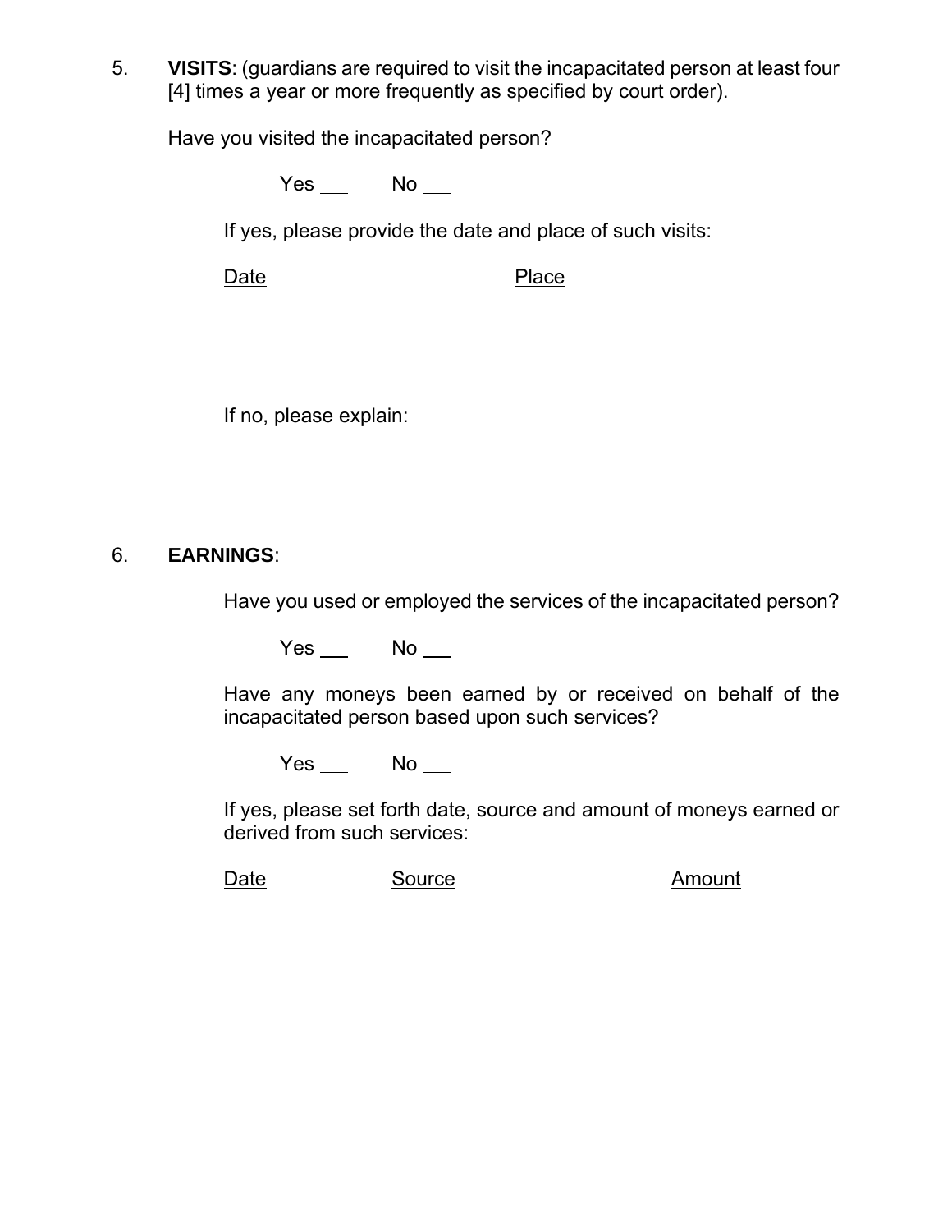5. **VISITS**: (guardians are required to visit the incapacitated person at least four [4] times a year or more frequently as specified by court order).

   Have you visited the incapacitated person?

   Yes ___ No ___

   If yes, please provide the date and place of such visits:

   Date Place

   If no, please explain:

6. **EARNINGS**:

   Have you used or employed the services of the incapacitated person?

   Yes ___ No ___

   Have any moneys been earned by or received on behalf of the incapacitated person based upon such services?

   Yes ___ No ___

   If yes, please set forth date, source and amount of moneys earned or derived from such services:

   Date Source Amount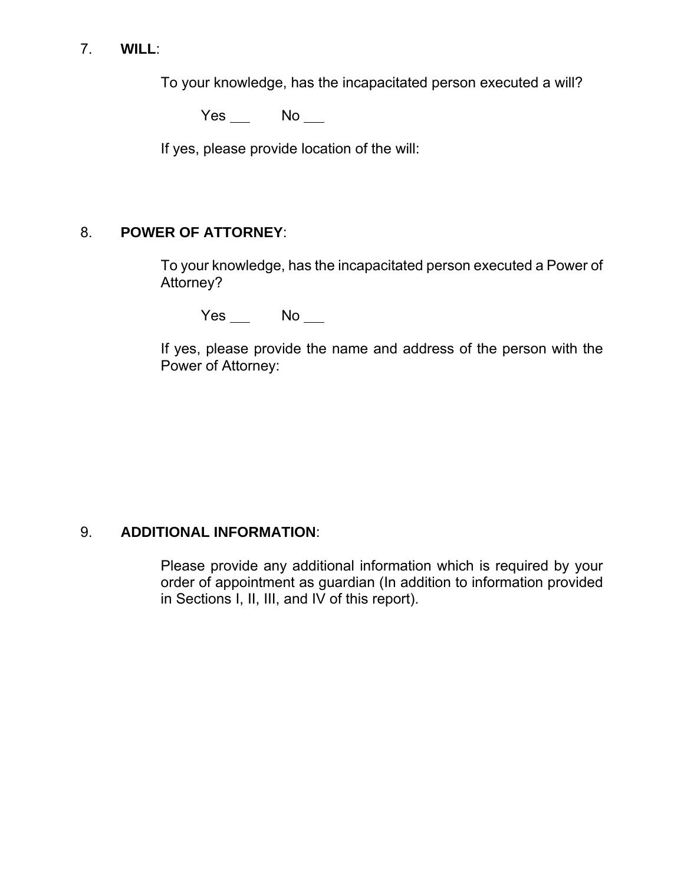7. **WILL**:

To your knowledge, has the incapacitated person executed a will?

Yes ___ No ___

If yes, please provide location of the will:

8. **POWER OF ATTORNEY**:

To your knowledge, has the incapacitated person executed a Power of Attorney?

Yes ___ No ___

If yes, please provide the name and address of the person with the Power of Attorney:

9. **ADDITIONAL INFORMATION**:

Please provide any additional information which is required by your order of appointment as guardian (In addition to information provided in Sections I, II, III, and IV of this report).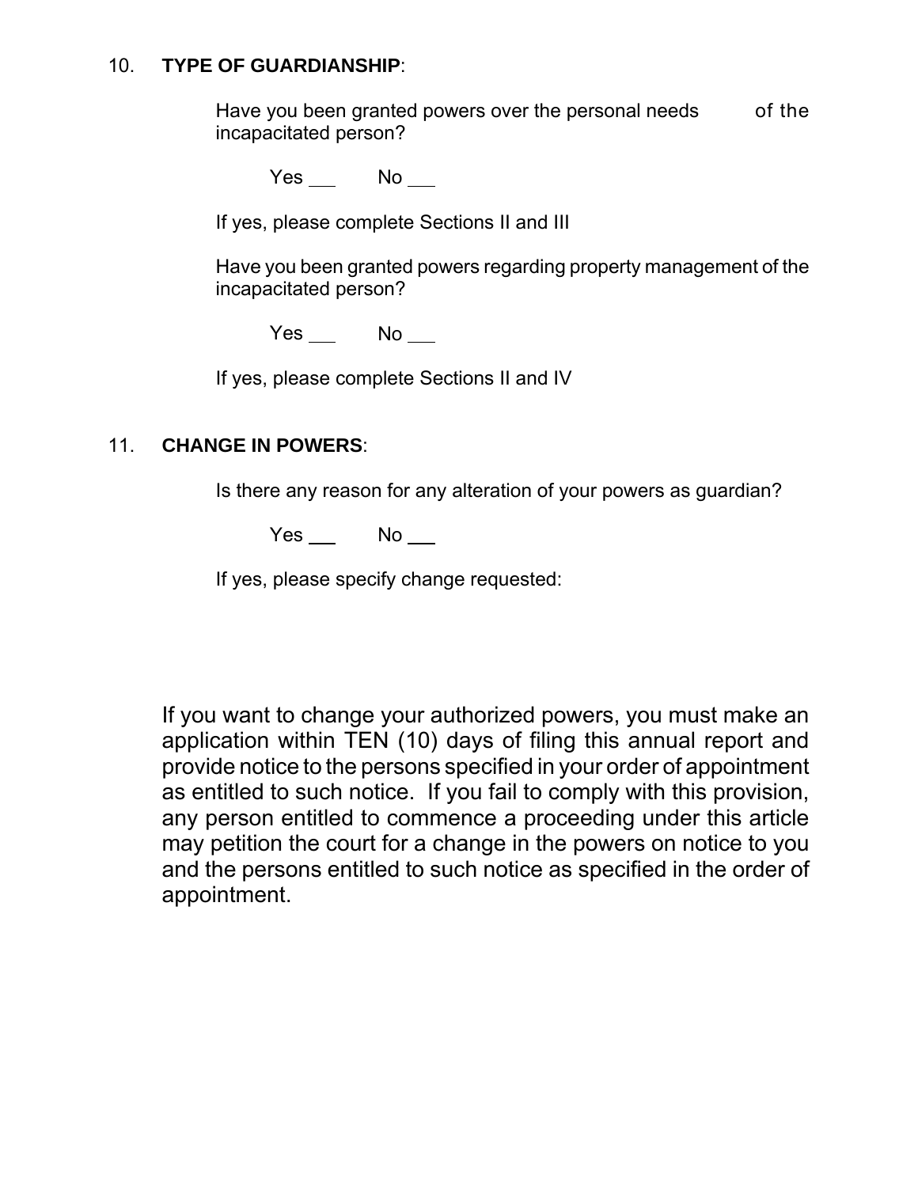10. **TYPE OF GUARDIANSHIP**:

Have you been granted powers over the personal needs of the incapacitated person?

Yes ___ No ___

If yes, please complete Sections II and III

Have you been granted powers regarding property management of the incapacitated person?

Yes ___ No ___

If yes, please complete Sections II and IV

11. **CHANGE IN POWERS**:

Is there any reason for any alteration of your powers as guardian?

Yes ___ No ___

If yes, please specify change requested:

If you want to change your authorized powers, you must make an application within TEN (10) days of filing this annual report and provide notice to the persons specified in your order of appointment as entitled to such notice. If you fail to comply with this provision, any person entitled to commence a proceeding under this article may petition the court for a change in the powers on notice to you and the persons entitled to such notice as specified in the order of appointment.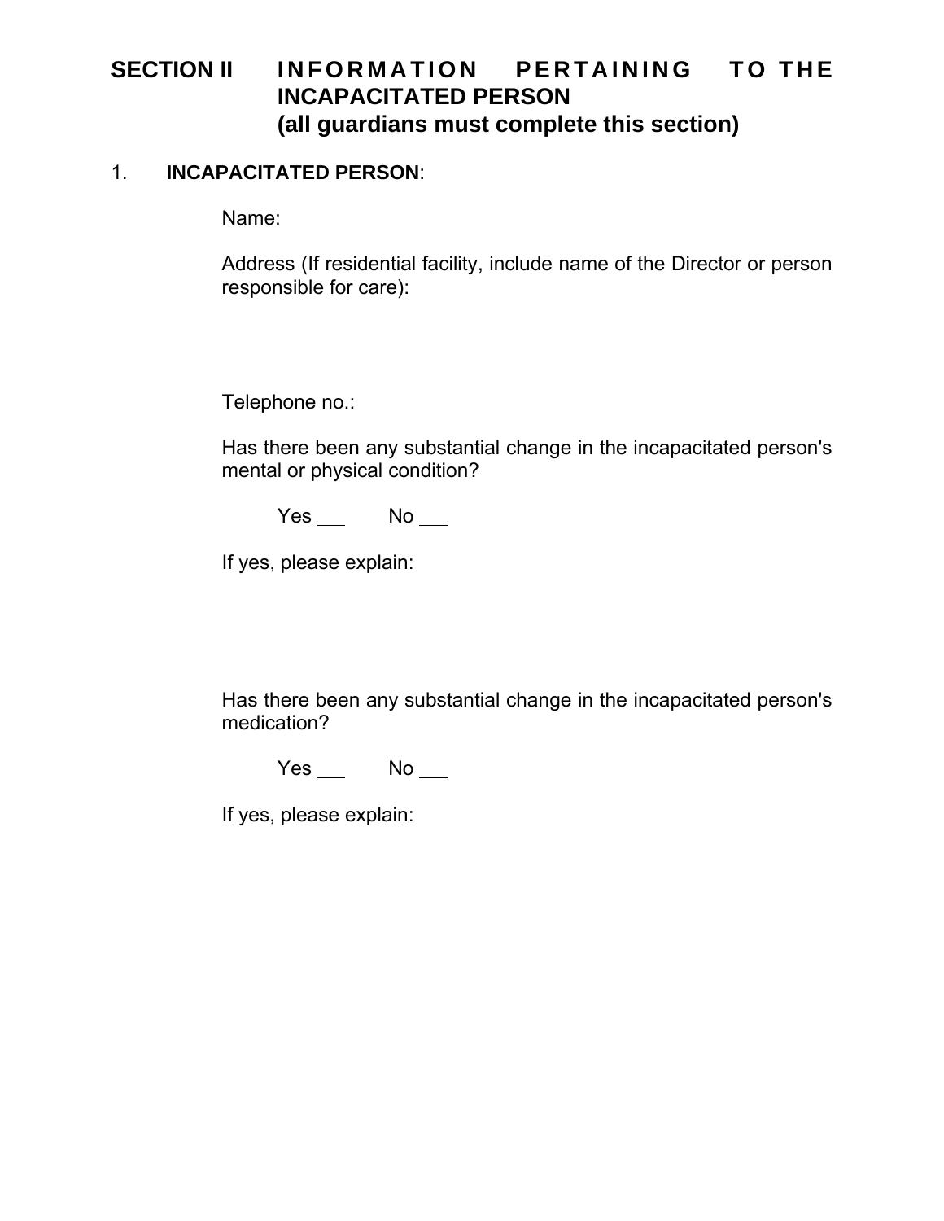## SECTION II INFORMATION PERTAINING TO THE INCAPACITATED PERSON (all guardians must complete this section)

1. **INCAPACITATED PERSON**:

Name:

Address (If residential facility, include name of the Director or person responsible for care):

Telephone no.:

Has there been any substantial change in the incapacitated person's mental or physical condition?

Yes ___ No ___

If yes, please explain:

Has there been any substantial change in the incapacitated person's medication?

Yes ___ No ___

If yes, please explain: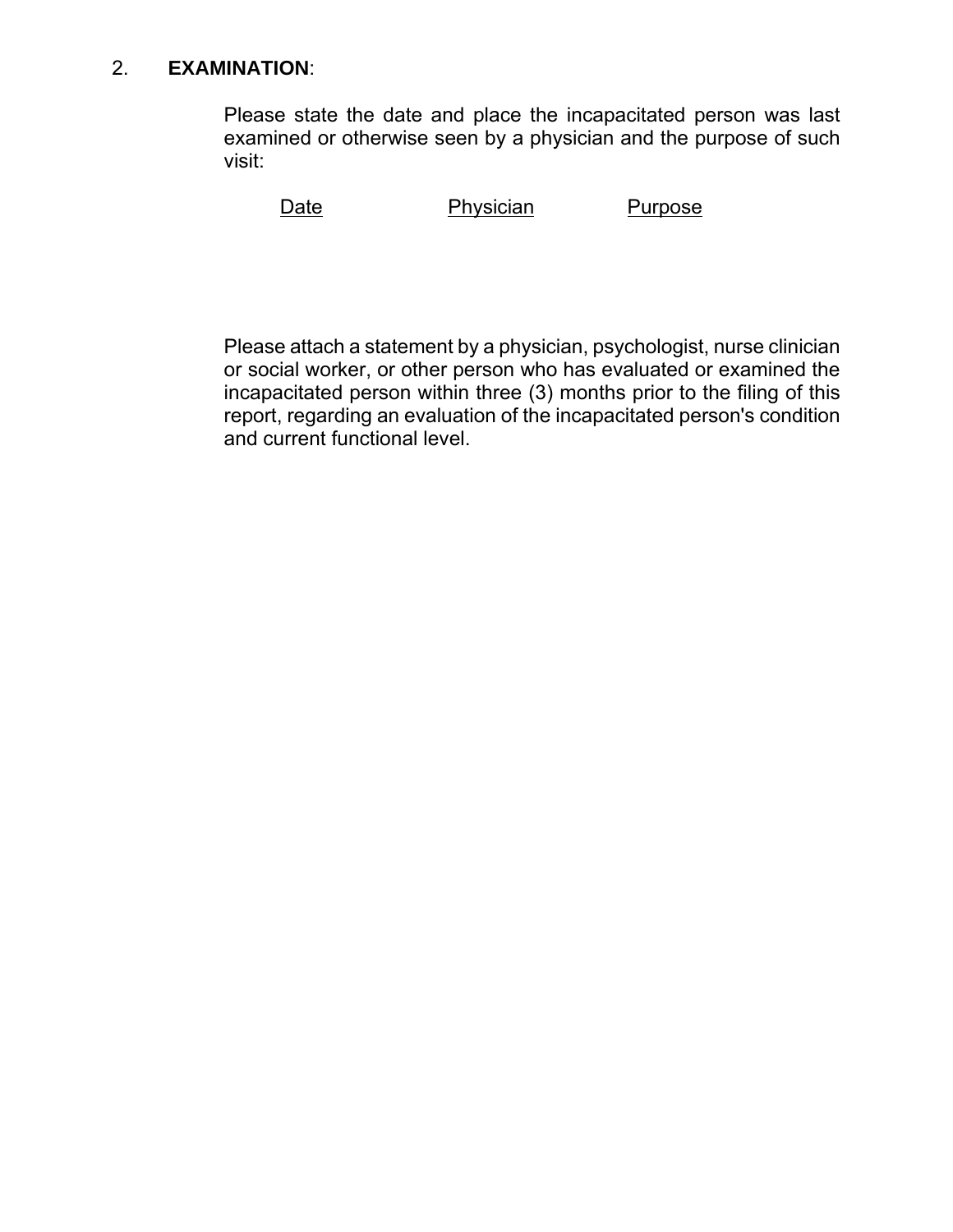2. **EXAMINATION**:

Please state the date and place the incapacitated person was last examined or otherwise seen by a physician and the purpose of such visit:

| Date | Physician | Purpose |
| --- | --- | --- |
| | | |

Please attach a statement by a physician, psychologist, nurse clinician or social worker, or other person who has evaluated or examined the incapacitated person within three (3) months prior to the filing of this report, regarding an evaluation of the incapacitated person's condition and current functional level.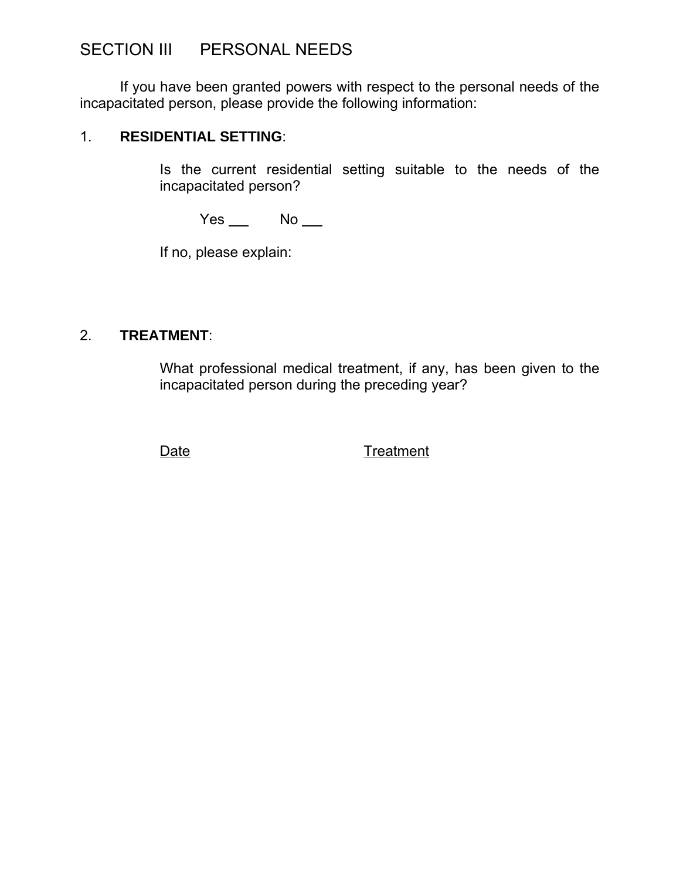## SECTION III PERSONAL NEEDS

If you have been granted powers with respect to the personal needs of the incapacitated person, please provide the following information:

1. **RESIDENTIAL SETTING**:

   Is the current residential setting suitable to the needs of the incapacitated person?

   Yes ___ No ___

   If no, please explain:

2. **TREATMENT**:

   What professional medical treatment, if any, has been given to the incapacitated person during the preceding year?

   Date Treatment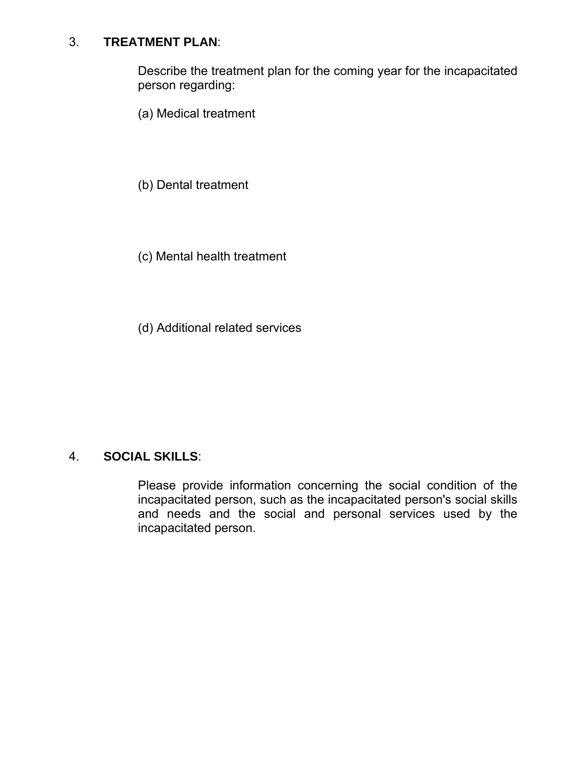3. **TREATMENT PLAN**:

Describe the treatment plan for the coming year for the incapacitated person regarding:

(a) Medical treatment

(b) Dental treatment

(c) Mental health treatment

(d) Additional related services

4. **SOCIAL SKILLS**:

Please provide information concerning the social condition of the incapacitated person, such as the incapacitated person's social skills and needs and the social and personal services used by the incapacitated person.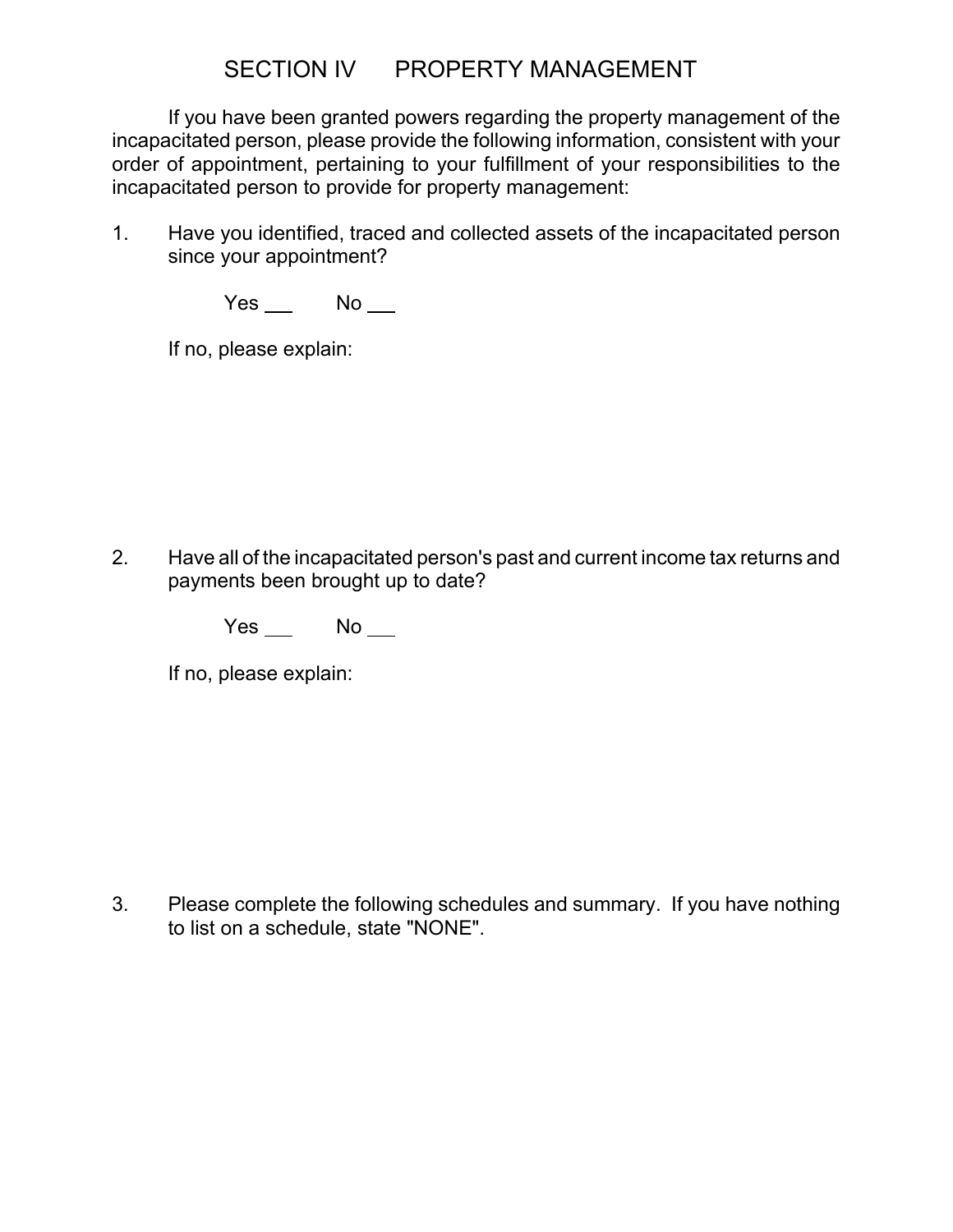# SECTION IV PROPERTY MANAGEMENT

If you have been granted powers regarding the property management of the incapacitated person, please provide the following information, consistent with your order of appointment, pertaining to your fulfillment of your responsibilities to the incapacitated person to provide for property management:

1. Have you identified, traced and collected assets of the incapacitated person since your appointment?

   Yes ___ No ___

   If no, please explain:

2. Have all of the incapacitated person's past and current income tax returns and payments been brought up to date?

   Yes ___ No ___

   If no, please explain:

3. Please complete the following schedules and summary. If you have nothing to list on a schedule, state "NONE".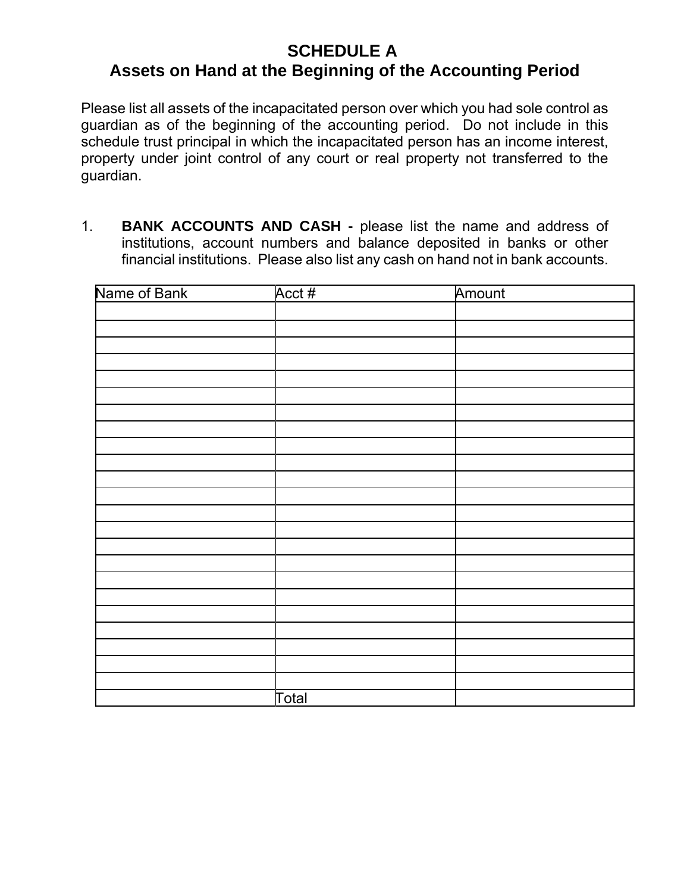# SCHEDULE A
## Assets on Hand at the Beginning of the Accounting Period

Please list all assets of the incapacitated person over which you had sole control as guardian as of the beginning of the accounting period. Do not include in this schedule trust principal in which the incapacitated person has an income interest, property under joint control of any court or real property not transferred to the guardian.

1. **BANK ACCOUNTS AND CASH -** please list the name and address of institutions, account numbers and balance deposited in banks or other financial institutions. Please also list any cash on hand not in bank accounts.

| Name of Bank | Acct # | Amount |
|---|---|---|
| | | |
| | | |
| | | |
| | | |
| | | |
| | | |
| | | |
| | | |
| | | |
| | | |
| | | |
| | | |
| | | |
| | | |
| | | |
| | | |
| | | |
| | | |
| | | |
| | | |
| | | |
| | | |
| | | |
| | | |
| | Total | |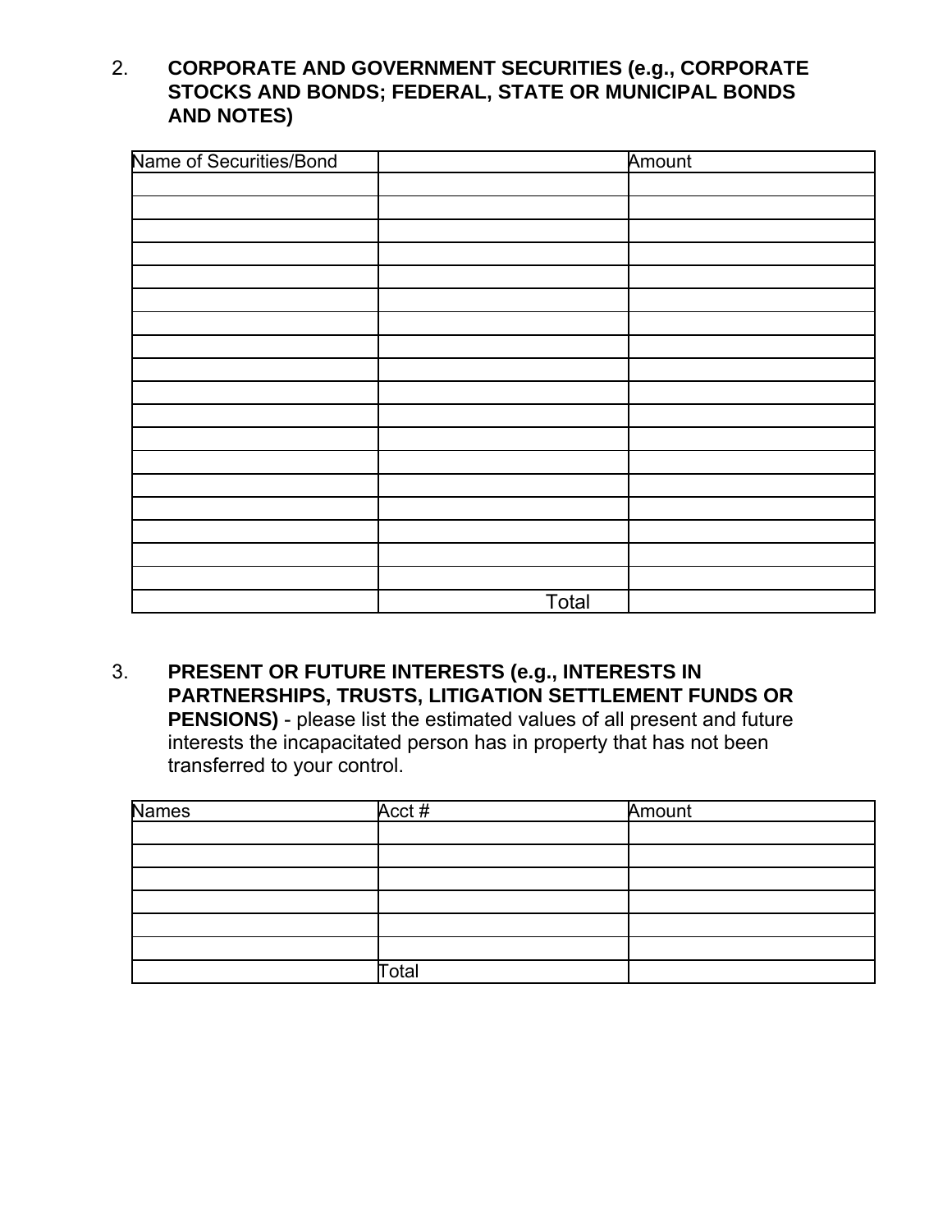2. **CORPORATE AND GOVERNMENT SECURITIES (e.g., CORPORATE STOCKS AND BONDS; FEDERAL, STATE OR MUNICIPAL BONDS AND NOTES)**

| Name of Securities/Bond | | Amount |
|---|---|---|
| | | |
| | | |
| | | |
| | | |
| | | |
| | | |
| | | |
| | | |
| | | |
| | | |
| | | |
| | | |
| | | |
| | | |
| | | |
| | | |
| | | |
| | | |
| | Total | |

3. **PRESENT OR FUTURE INTERESTS (e.g., INTERESTS IN PARTNERSHIPS, TRUSTS, LITIGATION SETTLEMENT FUNDS OR PENSIONS)** - please list the estimated values of all present and future interests the incapacitated person has in property that has not been transferred to your control.

| Names | Acct # | Amount |
|---|---|---|
| | | |
| | | |
| | | |
| | | |
| | | |
| | Total | |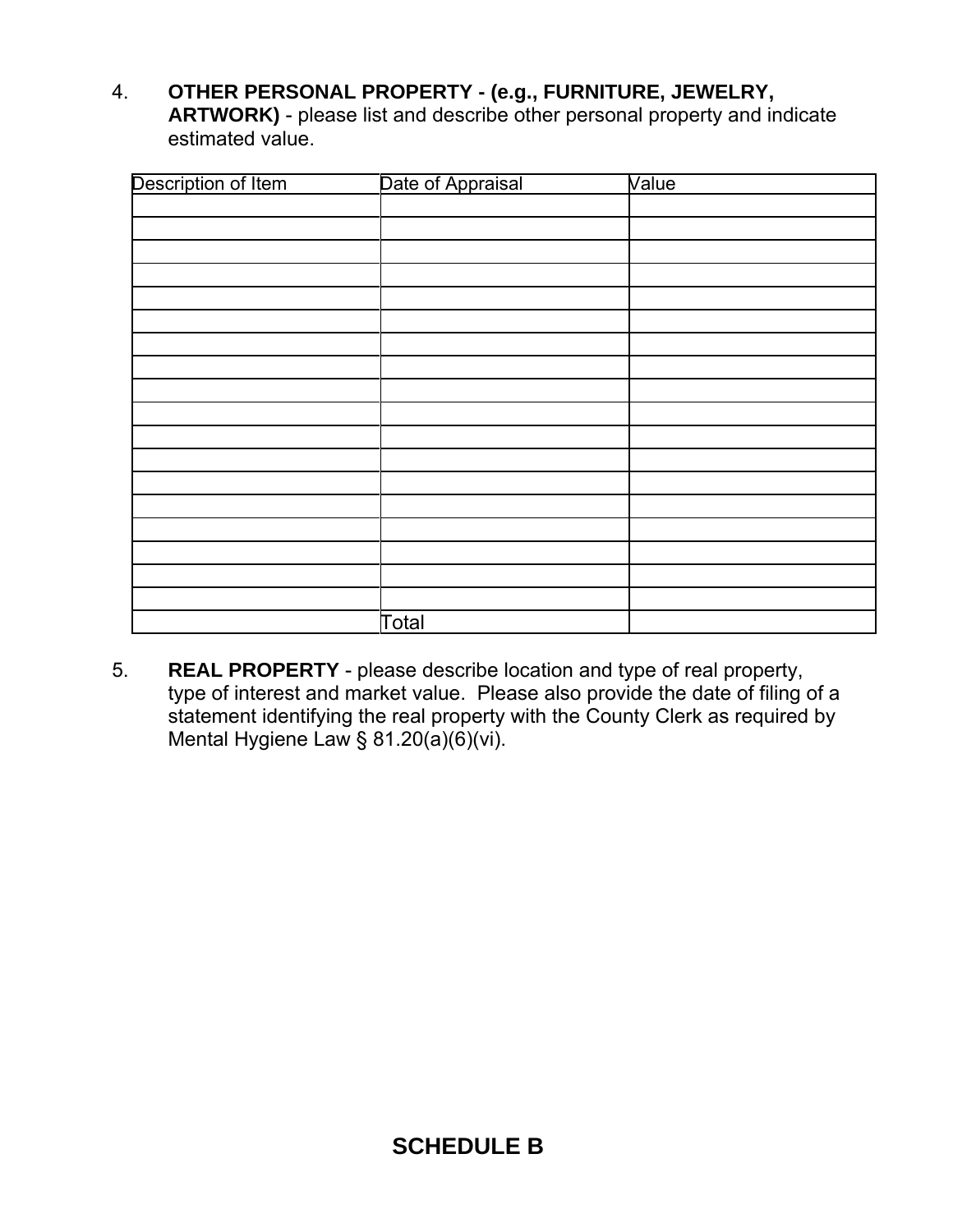4. **OTHER PERSONAL PROPERTY - (e.g., FURNITURE, JEWELRY, ARTWORK)** - please list and describe other personal property and indicate estimated value.

| Description of Item | Date of Appraisal | Value |
|---|---|---|
| | | |
| | | |
| | | |
| | | |
| | | |
| | | |
| | | |
| | | |
| | | |
| | | |
| | | |
| | | |
| | | |
| | | |
| | | |
| | | |
| | | |
| | | |
| | Total | |

5. **REAL PROPERTY** - please describe location and type of real property, type of interest and market value. Please also provide the date of filing of a statement identifying the real property with the County Clerk as required by Mental Hygiene Law § 81.20(a)(6)(vi).

## SCHEDULE B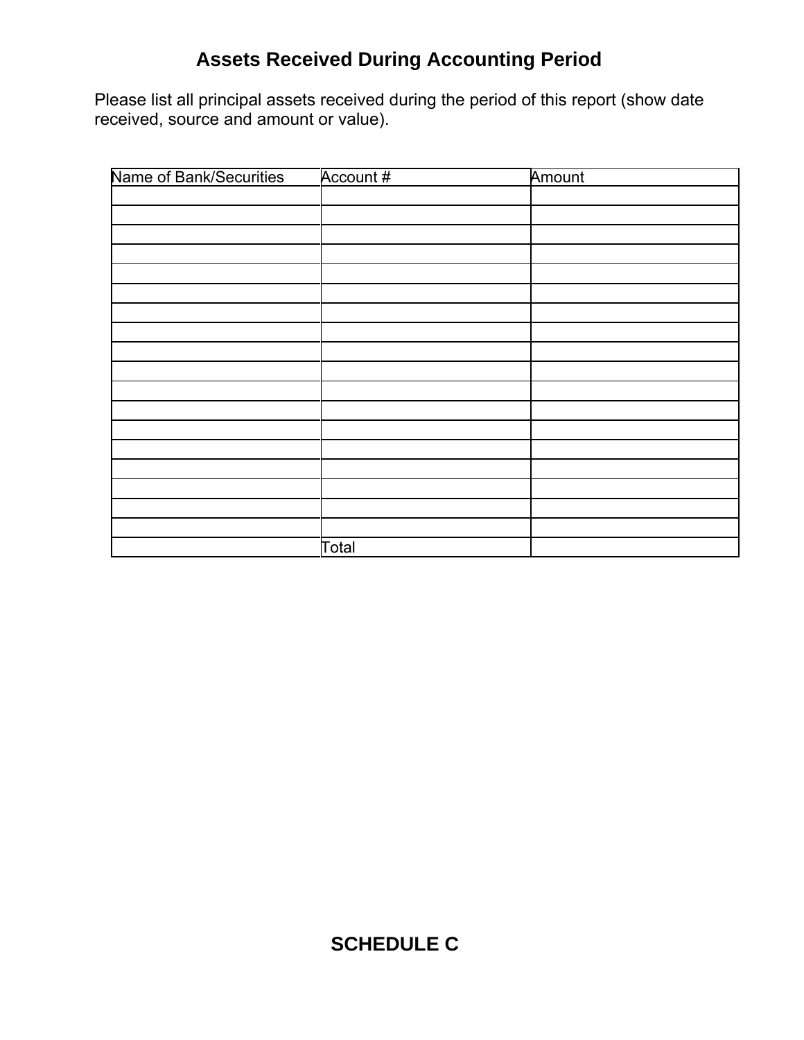# Assets Received During Accounting Period

Please list all principal assets received during the period of this report (show date received, source and amount or value).

| Name of Bank/Securities | Account # | Amount |
|---|---|---|
| | | |
| | | |
| | | |
| | | |
| | | |
| | | |
| | | |
| | | |
| | | |
| | | |
| | | |
| | | |
| | | |
| | | |
| | | |
| | | |
| | | |
| | | |
| | Total | |

## SCHEDULE C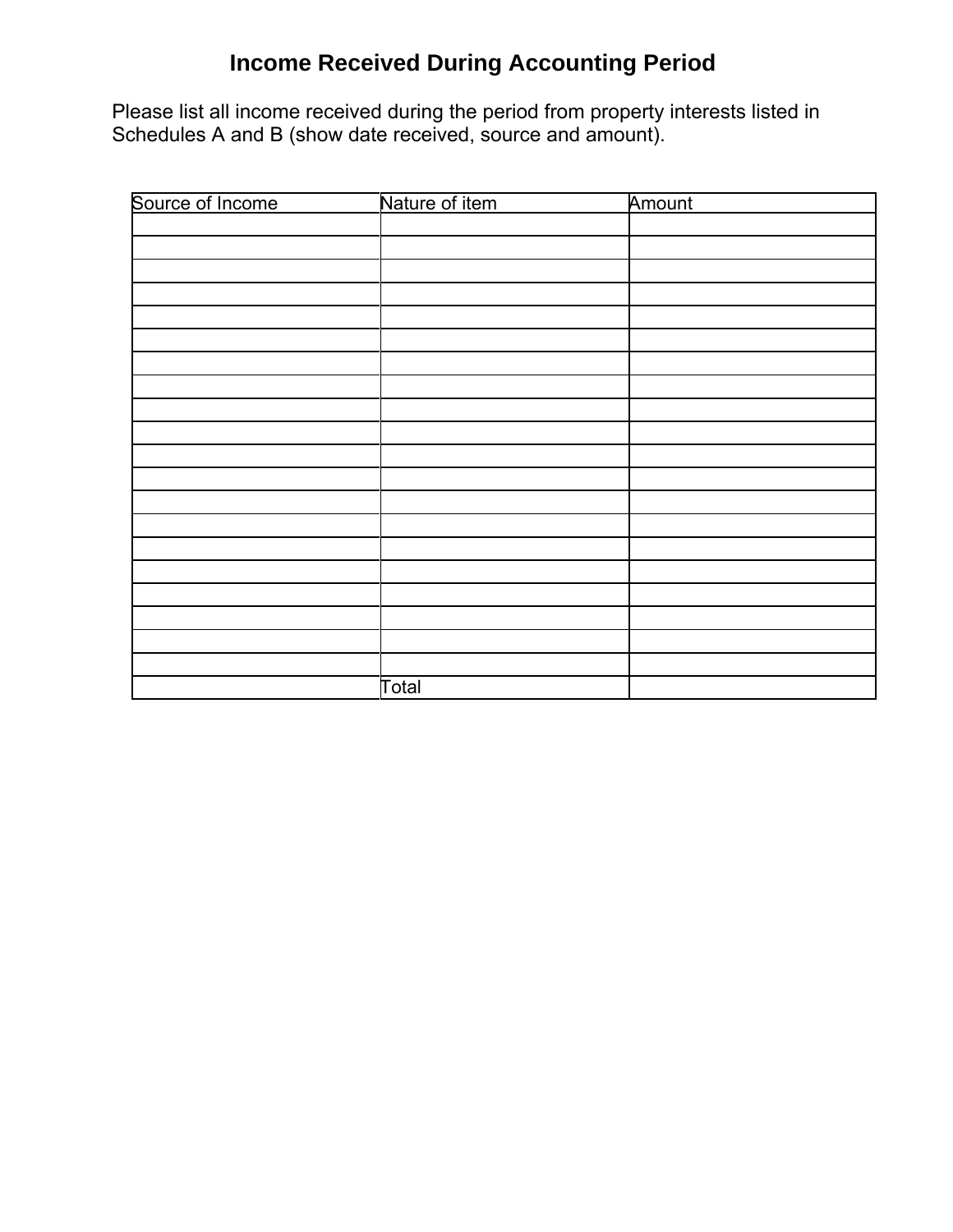# Income Received During Accounting Period

Please list all income received during the period from property interests listed in Schedules A and B (show date received, source and amount).

| Source of Income | Nature of item | Amount |
| --- | --- | --- |
| | | |
| | | |
| | | |
| | | |
| | | |
| | | |
| | | |
| | | |
| | | |
| | | |
| | | |
| | | |
| | | |
| | | |
| | | |
| | | |
| | | |
| | | |
| | | |
| | | |
| | Total | |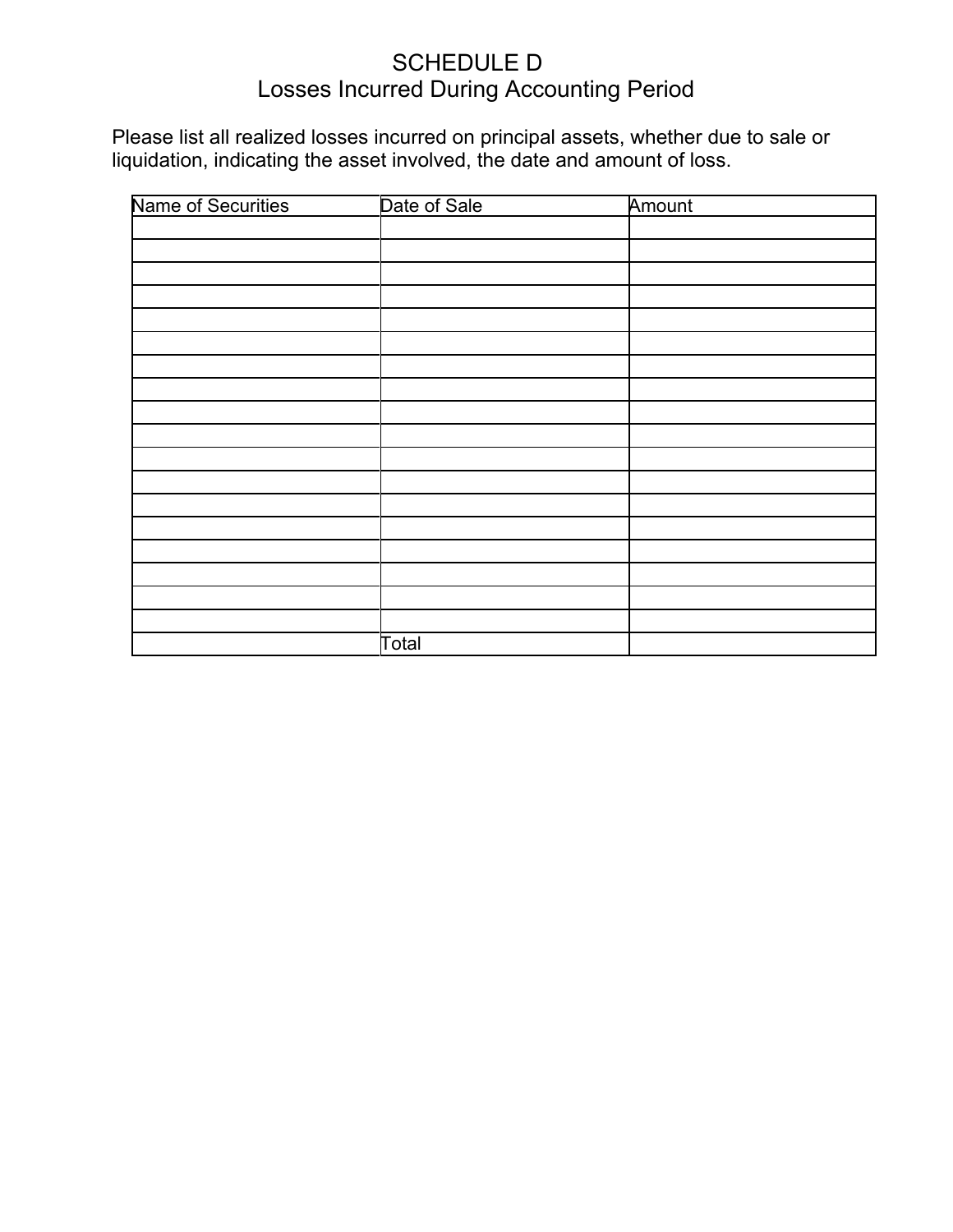# SCHEDULE D
## Losses Incurred During Accounting Period

Please list all realized losses incurred on principal assets, whether due to sale or liquidation, indicating the asset involved, the date and amount of loss.

| Name of Securities | Date of Sale | Amount |
|---|---|---|
| | | |
| | | |
| | | |
| | | |
| | | |
| | | |
| | | |
| | | |
| | | |
| | | |
| | | |
| | | |
| | | |
| | | |
| | | |
| | | |
| | | |
| | | |
| | Total | |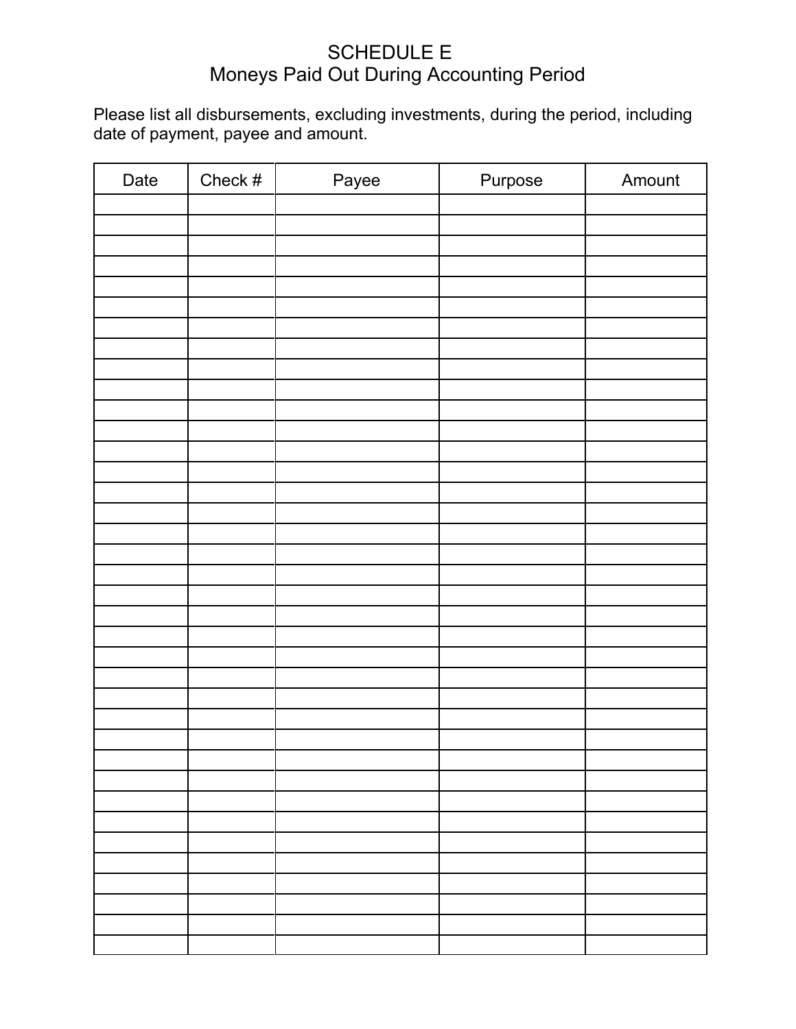# SCHEDULE E
## Moneys Paid Out During Accounting Period

Please list all disbursements, excluding investments, during the period, including date of payment, payee and amount.

| Date | Check # | Payee | Purpose | Amount |
|---|---|---|---|---|
| | | | | |
| | | | | |
| | | | | |
| | | | | |
| | | | | |
| | | | | |
| | | | | |
| | | | | |
| | | | | |
| | | | | |
| | | | | |
| | | | | |
| | | | | |
| | | | | |
| | | | | |
| | | | | |
| | | | | |
| | | | | |
| | | | | |
| | | | | |
| | | | | |
| | | | | |
| | | | | |
| | | | | |
| | | | | |
| | | | | |
| | | | | |
| | | | | |
| | | | | |
| | | | | |
| | | | | |
| | | | | |
| | | | | |
| | | | | |
| | | | | |
| | | | | |
| | | | | |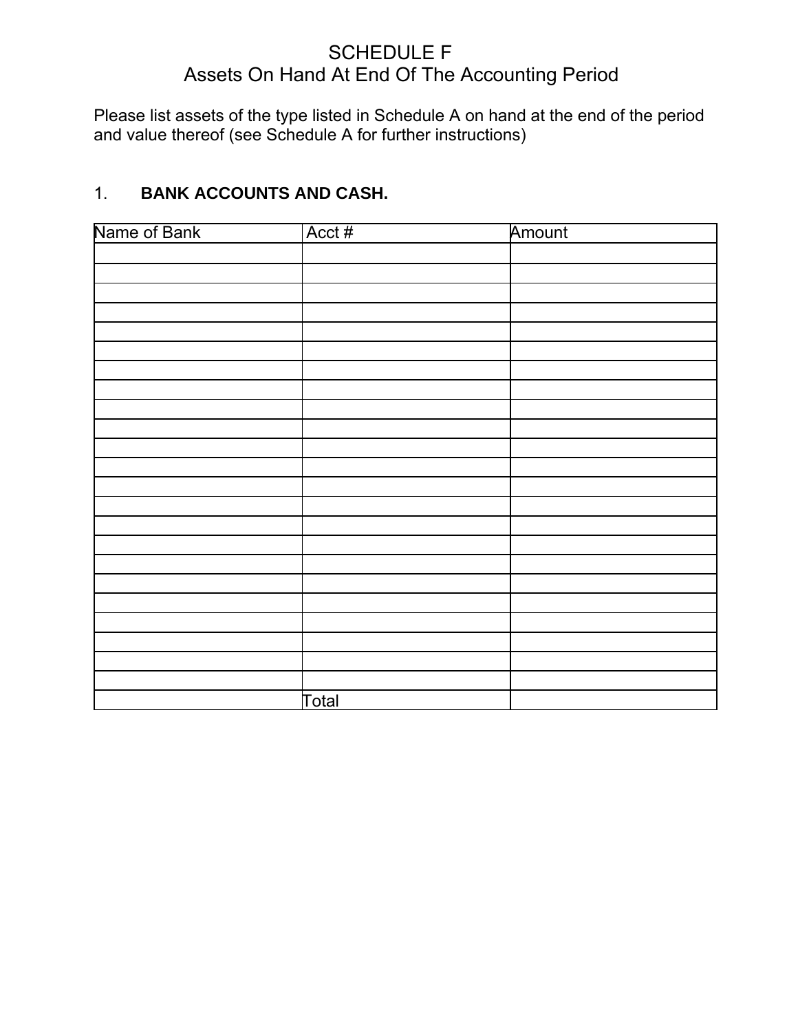# SCHEDULE F
## Assets On Hand At End Of The Accounting Period

Please list assets of the type listed in Schedule A on hand at the end of the period and value thereof (see Schedule A for further instructions)

1. **BANK ACCOUNTS AND CASH.**

| Name of Bank | Acct # | Amount |
|---|---|---|
| | | |
| | | |
| | | |
| | | |
| | | |
| | | |
| | | |
| | | |
| | | |
| | | |
| | | |
| | | |
| | | |
| | | |
| | | |
| | | |
| | | |
| | | |
| | | |
| | | |
| | | |
| | | |
| | | |
| | Total | |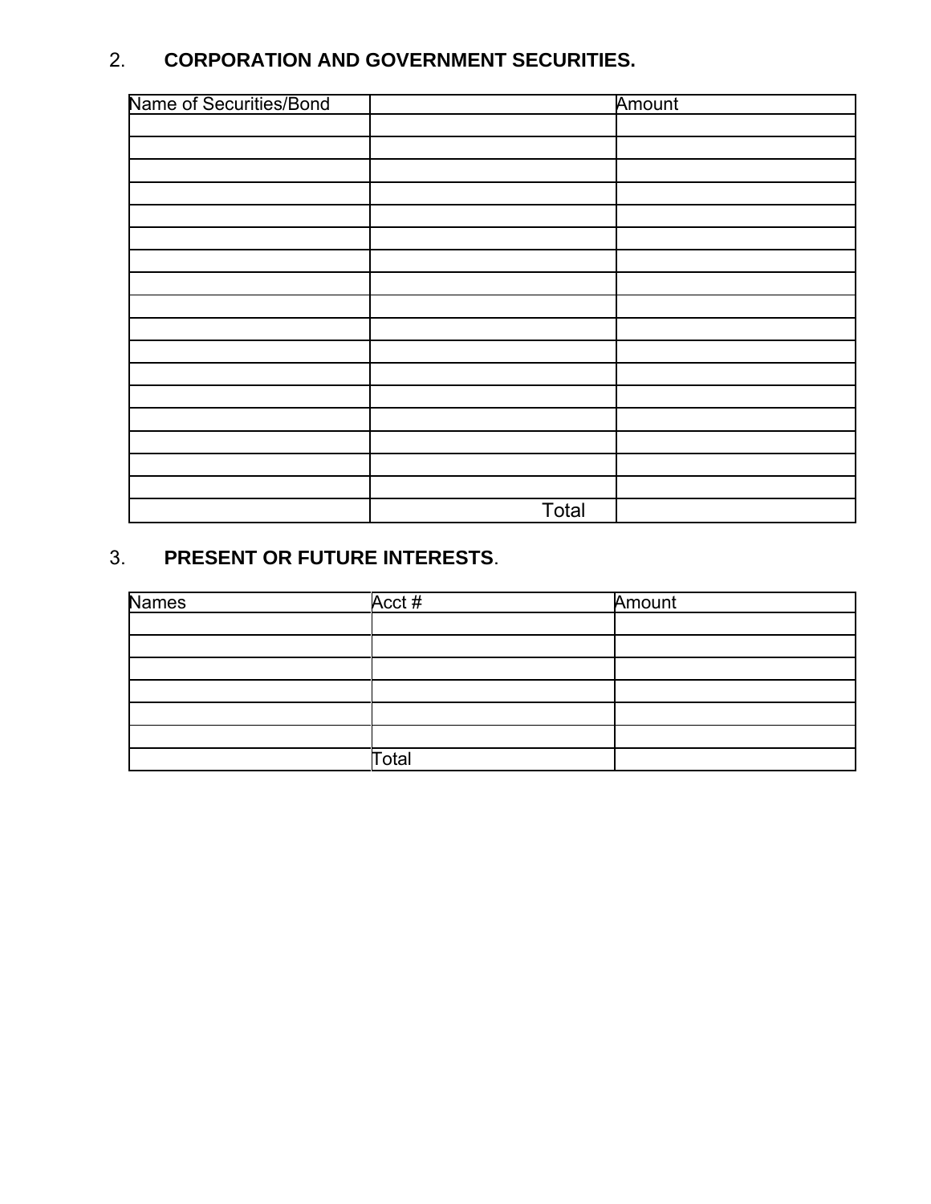2. **CORPORATION AND GOVERNMENT SECURITIES.**

| Name of Securities/Bond | | Amount |
|---|---|---|
| | | |
| | | |
| | | |
| | | |
| | | |
| | | |
| | | |
| | | |
| | | |
| | | |
| | | |
| | | |
| | | |
| | | |
| | | |
| | | |
| | | |
| | Total | |

3. **PRESENT OR FUTURE INTERESTS**.

| Names | Acct # | Amount |
|---|---|---|
| | | |
| | | |
| | | |
| | | |
| | | |
| | | |
| | Total | |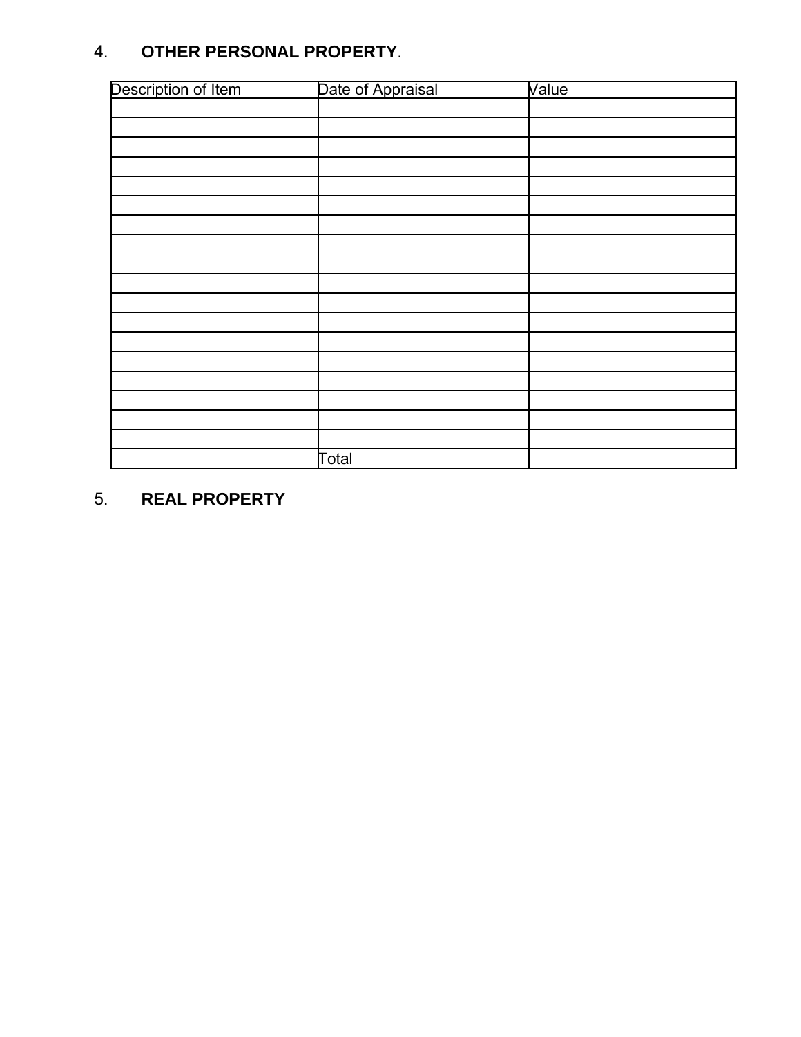4. **OTHER PERSONAL PROPERTY**.

| Description of Item | Date of Appraisal | Value |
|---|---|---|
| | | |
| | | |
| | | |
| | | |
| | | |
| | | |
| | | |
| | | |
| | | |
| | | |
| | | |
| | | |
| | | |
| | | |
| | | |
| | | |
| | | |
| | | |
| | Total | |

5. **REAL PROPERTY**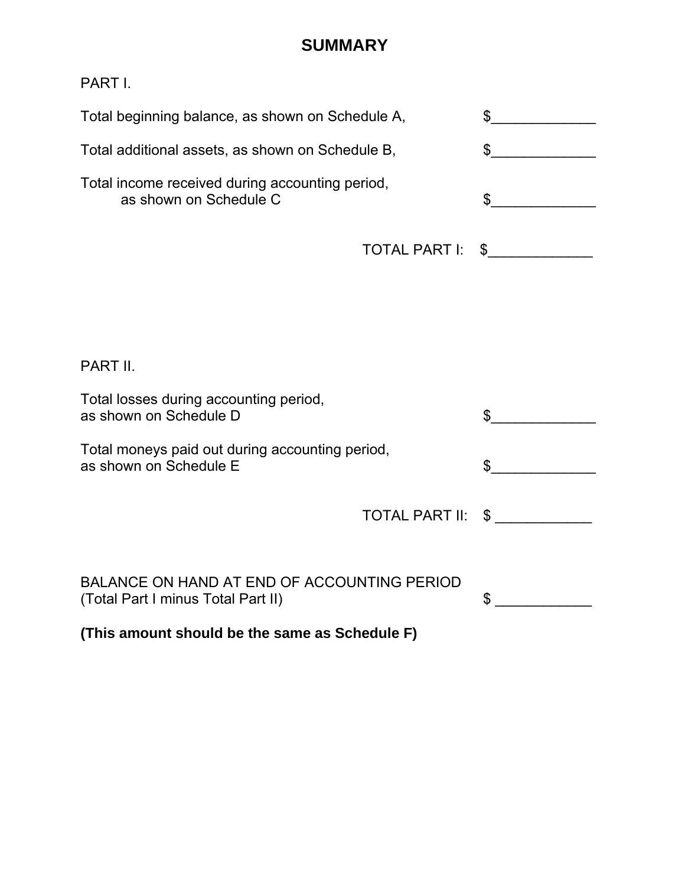# SUMMARY

PART I.

Total beginning balance, as shown on Schedule A, $_____________

Total additional assets, as shown on Schedule B, $_____________

Total income received during accounting period,
as shown on Schedule C $_____________

TOTAL PART I: $_____________

PART II.

Total losses during accounting period,
as shown on Schedule D $_____________

Total moneys paid out during accounting period,
as shown on Schedule E $_____________

TOTAL PART II: $ ____________

BALANCE ON HAND AT END OF ACCOUNTING PERIOD
(Total Part I minus Total Part II) $ ____________

**(This amount should be the same as Schedule F)**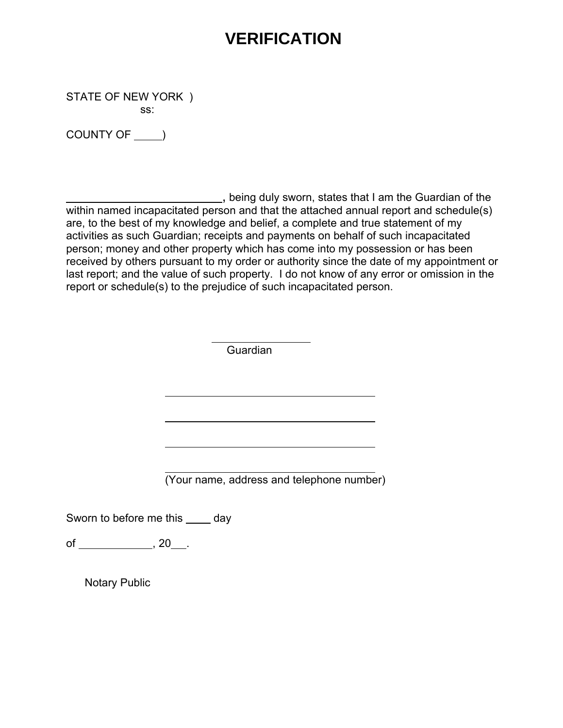# VERIFICATION

STATE OF NEW YORK )
ss:

COUNTY OF ____)

__________________________, being duly sworn, states that I am the Guardian of the within named incapacitated person and that the attached annual report and schedule(s) are, to the best of my knowledge and belief, a complete and true statement of my activities as such Guardian; receipts and payments on behalf of such incapacitated person; money and other property which has come into my possession or has been received by others pursuant to my order or authority since the date of my appointment or last report; and the value of such property. I do not know of any error or omission in the report or schedule(s) to the prejudice of such incapacitated person.

____________________
Guardian

____________________________________

____________________________________

____________________________________

____________________________________
(Your name, address and telephone number)

Sworn to before me this ____ day

of ____________, 20___.

Notary Public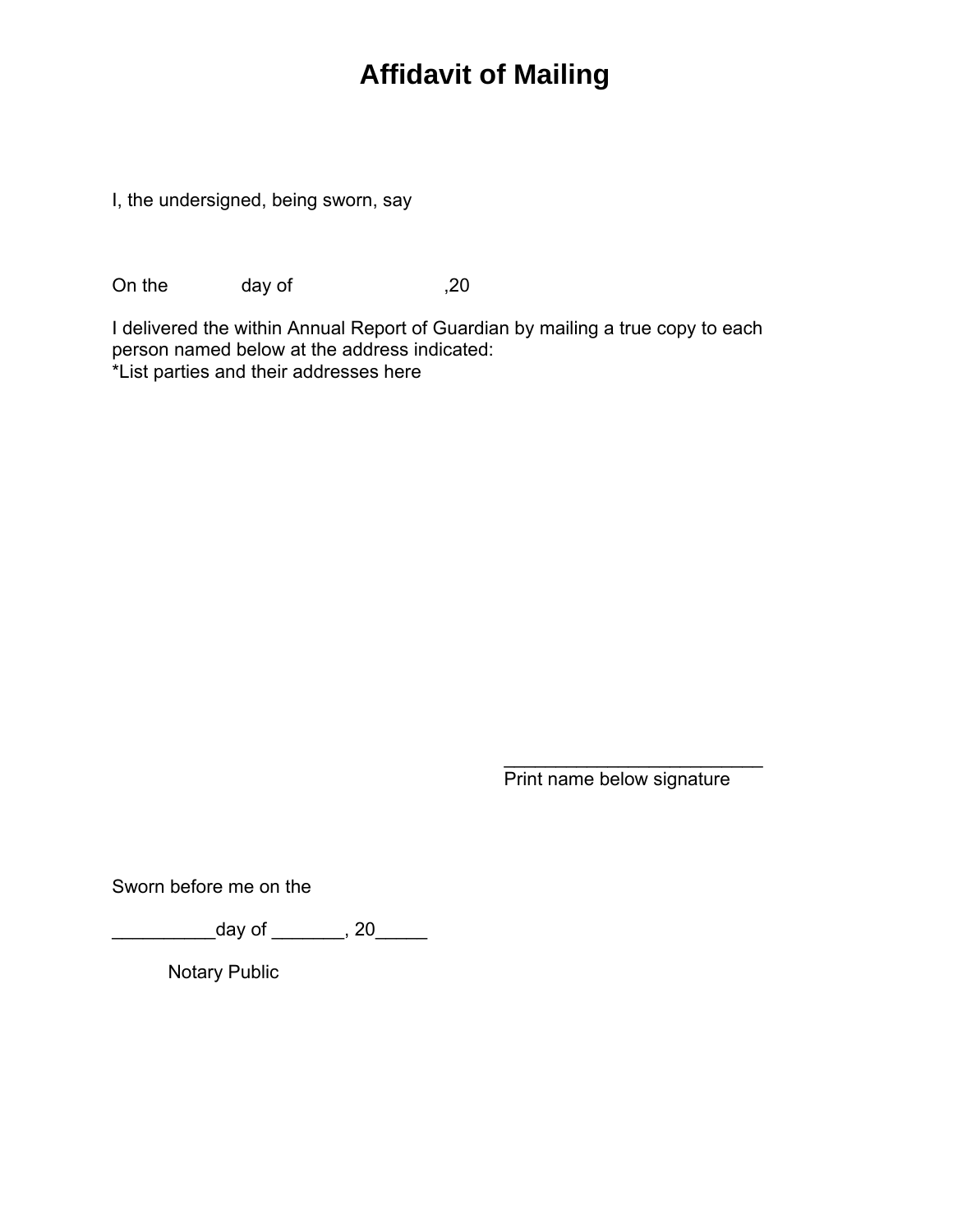# Affidavit of Mailing

I, the undersigned, being sworn, say

On the day of ,20

I delivered the within Annual Report of Guardian by mailing a true copy to each person named below at the address indicated:
*List parties and their addresses here

_________________________
Print name below signature

Sworn before me on the

__________day of _______, 20_____

Notary Public